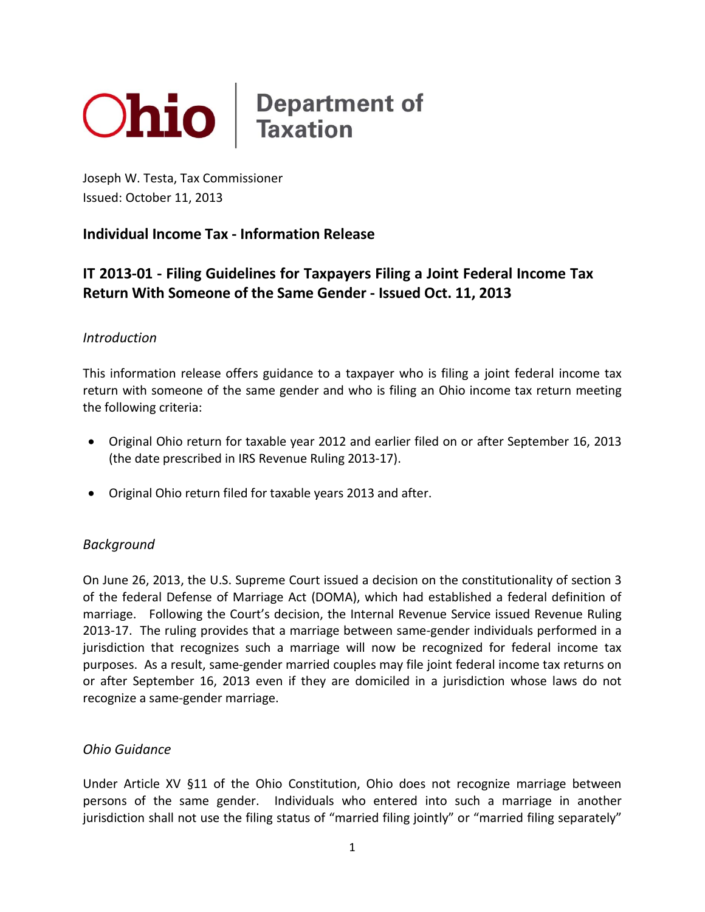# Ohio | Department of Taxation

Joseph W. Testa, Tax Commissioner
Issued: October 11, 2013

## Individual Income Tax - Information Release

## IT 2013-01 - Filing Guidelines for Taxpayers Filing a Joint Federal Income Tax Return With Someone of the Same Gender - Issued Oct. 11, 2013

*Introduction*

This information release offers guidance to a taxpayer who is filing a joint federal income tax return with someone of the same gender and who is filing an Ohio income tax return meeting the following criteria:

- Original Ohio return for taxable year 2012 and earlier filed on or after September 16, 2013 (the date prescribed in IRS Revenue Ruling 2013-17).
- Original Ohio return filed for taxable years 2013 and after.

*Background*

On June 26, 2013, the U.S. Supreme Court issued a decision on the constitutionality of section 3 of the federal Defense of Marriage Act (DOMA), which had established a federal definition of marriage. Following the Court's decision, the Internal Revenue Service issued Revenue Ruling 2013-17. The ruling provides that a marriage between same-gender individuals performed in a jurisdiction that recognizes such a marriage will now be recognized for federal income tax purposes. As a result, same-gender married couples may file joint federal income tax returns on or after September 16, 2013 even if they are domiciled in a jurisdiction whose laws do not recognize a same-gender marriage.

*Ohio Guidance*

Under Article XV §11 of the Ohio Constitution, Ohio does not recognize marriage between persons of the same gender. Individuals who entered into such a marriage in another jurisdiction shall not use the filing status of "married filing jointly" or "married filing separately"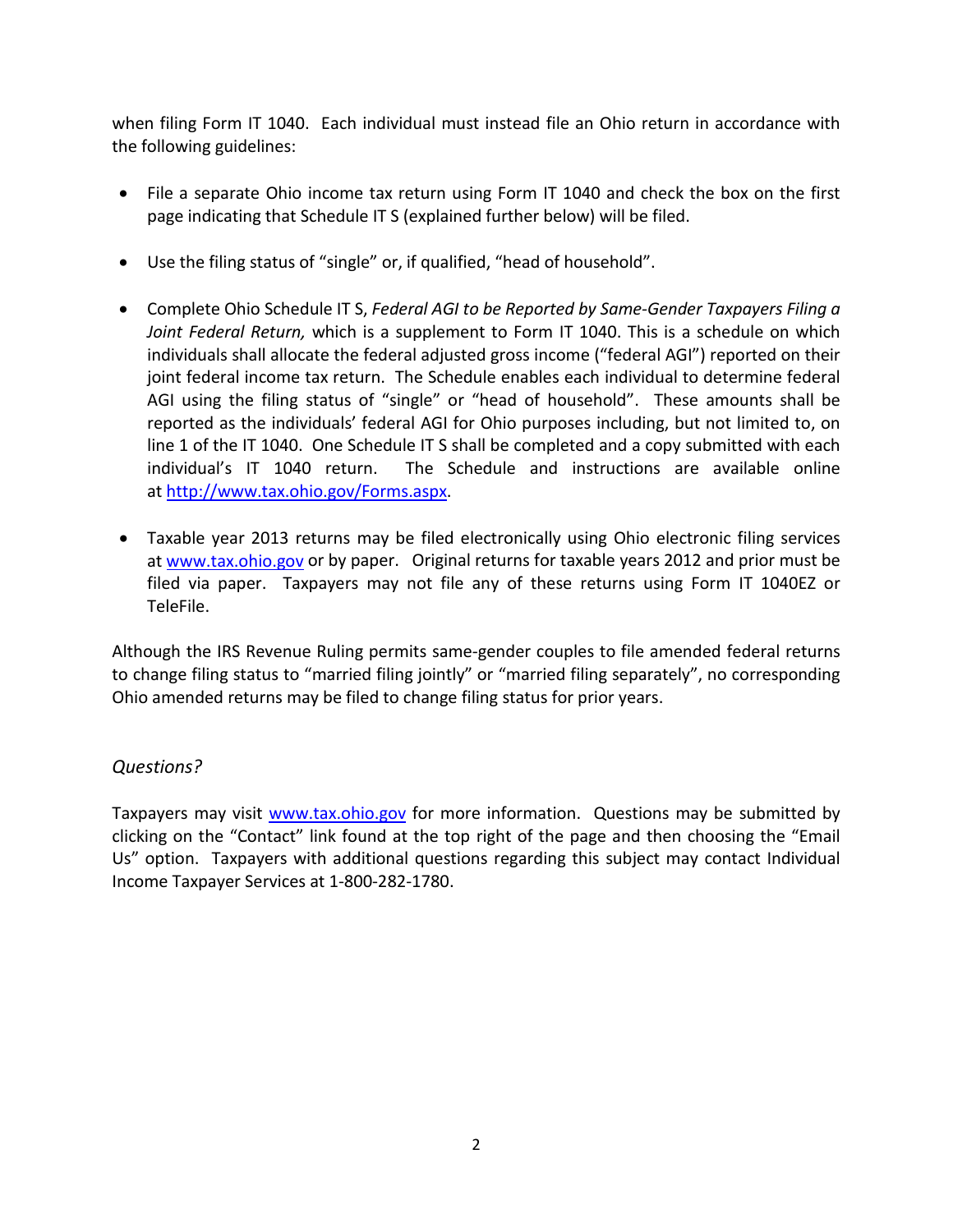when filing Form IT 1040. Each individual must instead file an Ohio return in accordance with the following guidelines:

- File a separate Ohio income tax return using Form IT 1040 and check the box on the first page indicating that Schedule IT S (explained further below) will be filed.

- Use the filing status of "single" or, if qualified, "head of household".

- Complete Ohio Schedule IT S, *Federal AGI to be Reported by Same-Gender Taxpayers Filing a Joint Federal Return,* which is a supplement to Form IT 1040. This is a schedule on which individuals shall allocate the federal adjusted gross income ("federal AGI") reported on their joint federal income tax return. The Schedule enables each individual to determine federal AGI using the filing status of "single" or "head of household". These amounts shall be reported as the individuals' federal AGI for Ohio purposes including, but not limited to, on line 1 of the IT 1040. One Schedule IT S shall be completed and a copy submitted with each individual's IT 1040 return. The Schedule and instructions are available online at http://www.tax.ohio.gov/Forms.aspx.

- Taxable year 2013 returns may be filed electronically using Ohio electronic filing services at www.tax.ohio.gov or by paper. Original returns for taxable years 2012 and prior must be filed via paper. Taxpayers may not file any of these returns using Form IT 1040EZ or TeleFile.

Although the IRS Revenue Ruling permits same-gender couples to file amended federal returns to change filing status to "married filing jointly" or "married filing separately", no corresponding Ohio amended returns may be filed to change filing status for prior years.

## *Questions?*

Taxpayers may visit www.tax.ohio.gov for more information. Questions may be submitted by clicking on the "Contact" link found at the top right of the page and then choosing the "Email Us" option. Taxpayers with additional questions regarding this subject may contact Individual Income Taxpayer Services at 1-800-282-1780.